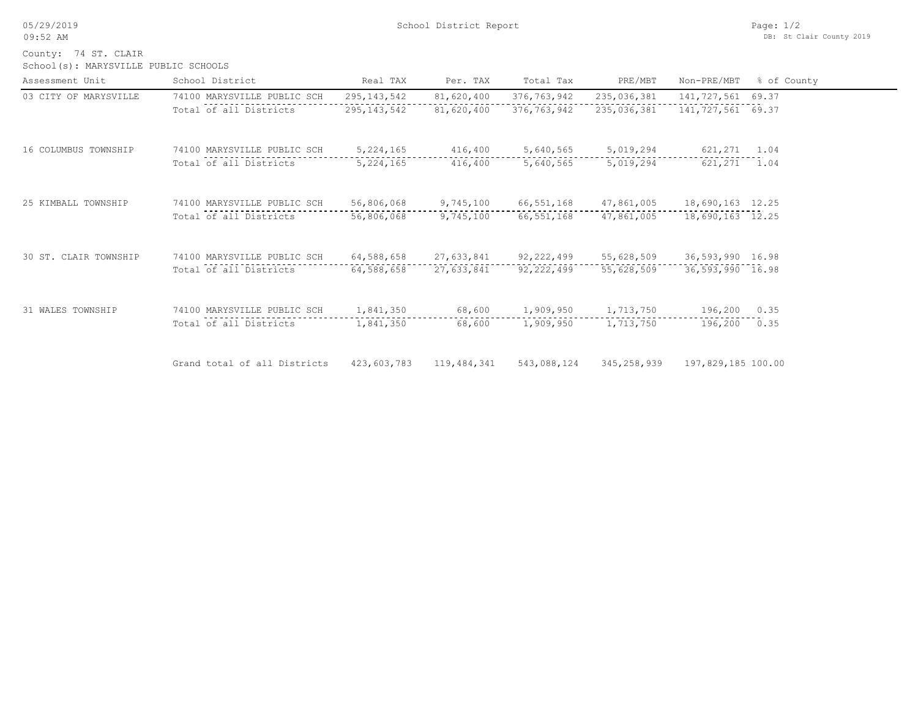# School District Report

County: 74 ST. CLAIR

School(s): MARYSVILLE PUBLIC SCHOOLS

| Assessment Unit | School District | Real TAX | Per. TAX | Total Tax | PRE/MBT | Non-PRE/MBT | % of County |
|---|---|---|---|---|---|---|---|
| 03 CITY OF MARYSVILLE | 74100 MARYSVILLE PUBLIC SCH | 295,143,542 | 81,620,400 | 376,763,942 | 235,036,381 | 141,727,561 | 69.37 |
| | Total of all Districts | 295,143,542 | 81,620,400 | 376,763,942 | 235,036,381 | 141,727,561 | 69.37 |
| 16 COLUMBUS TOWNSHIP | 74100 MARYSVILLE PUBLIC SCH | 5,224,165 | 416,400 | 5,640,565 | 5,019,294 | 621,271 | 1.04 |
| | Total of all Districts | 5,224,165 | 416,400 | 5,640,565 | 5,019,294 | 621,271 | 1.04 |
| 25 KIMBALL TOWNSHIP | 74100 MARYSVILLE PUBLIC SCH | 56,806,068 | 9,745,100 | 66,551,168 | 47,861,005 | 18,690,163 | 12.25 |
| | Total of all Districts | 56,806,068 | 9,745,100 | 66,551,168 | 47,861,005 | 18,690,163 | 12.25 |
| 30 ST. CLAIR TOWNSHIP | 74100 MARYSVILLE PUBLIC SCH | 64,588,658 | 27,633,841 | 92,222,499 | 55,628,509 | 36,593,990 | 16.98 |
| | Total of all Districts | 64,588,658 | 27,633,841 | 92,222,499 | 55,628,509 | 36,593,990 | 16.98 |
| 31 WALES TOWNSHIP | 74100 MARYSVILLE PUBLIC SCH | 1,841,350 | 68,600 | 1,909,950 | 1,713,750 | 196,200 | 0.35 |
| | Total of all Districts | 1,841,350 | 68,600 | 1,909,950 | 1,713,750 | 196,200 | 0.35 |
| | Grand total of all Districts | 423,603,783 | 119,484,341 | 543,088,124 | 345,258,939 | 197,829,185 | 100.00 |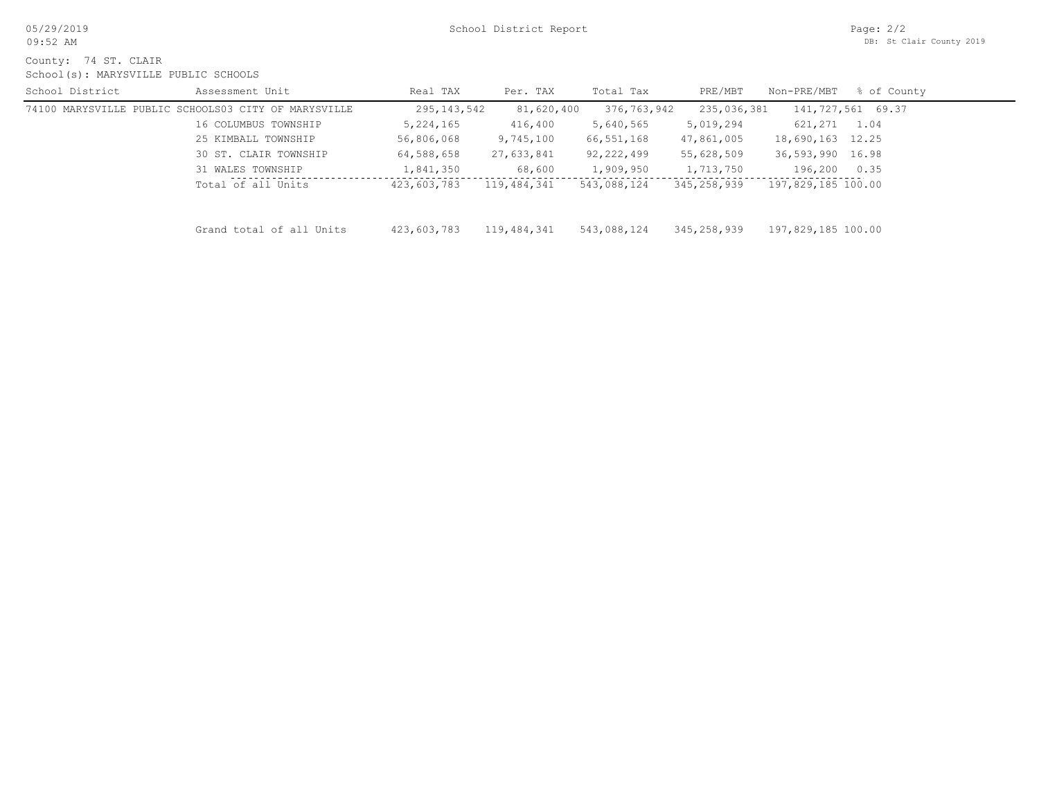County: 74 ST. CLAIR

School(s): MARYSVILLE PUBLIC SCHOOLS

| School District | Assessment Unit | Real TAX | Per. TAX | Total Tax | PRE/MBT | Non-PRE/MBT | % of County |
|---|---|---|---|---|---|---|---|
| 74100 MARYSVILLE PUBLIC SCHOOLS | 03 CITY OF MARYSVILLE | 295,143,542 | 81,620,400 | 376,763,942 | 235,036,381 | 141,727,561 | 69.37 |
| | 16 COLUMBUS TOWNSHIP | 5,224,165 | 416,400 | 5,640,565 | 5,019,294 | 621,271 | 1.04 |
| | 25 KIMBALL TOWNSHIP | 56,806,068 | 9,745,100 | 66,551,168 | 47,861,005 | 18,690,163 | 12.25 |
| | 30 ST. CLAIR TOWNSHIP | 64,588,658 | 27,633,841 | 92,222,499 | 55,628,509 | 36,593,990 | 16.98 |
| | 31 WALES TOWNSHIP | 1,841,350 | 68,600 | 1,909,950 | 1,713,750 | 196,200 | 0.35 |
| | Total of all Units | 423,603,783 | 119,484,341 | 543,088,124 | 345,258,939 | 197,829,185 | 100.00 |
| | Grand total of all Units | 423,603,783 | 119,484,341 | 543,088,124 | 345,258,939 | 197,829,185 | 100.00 |